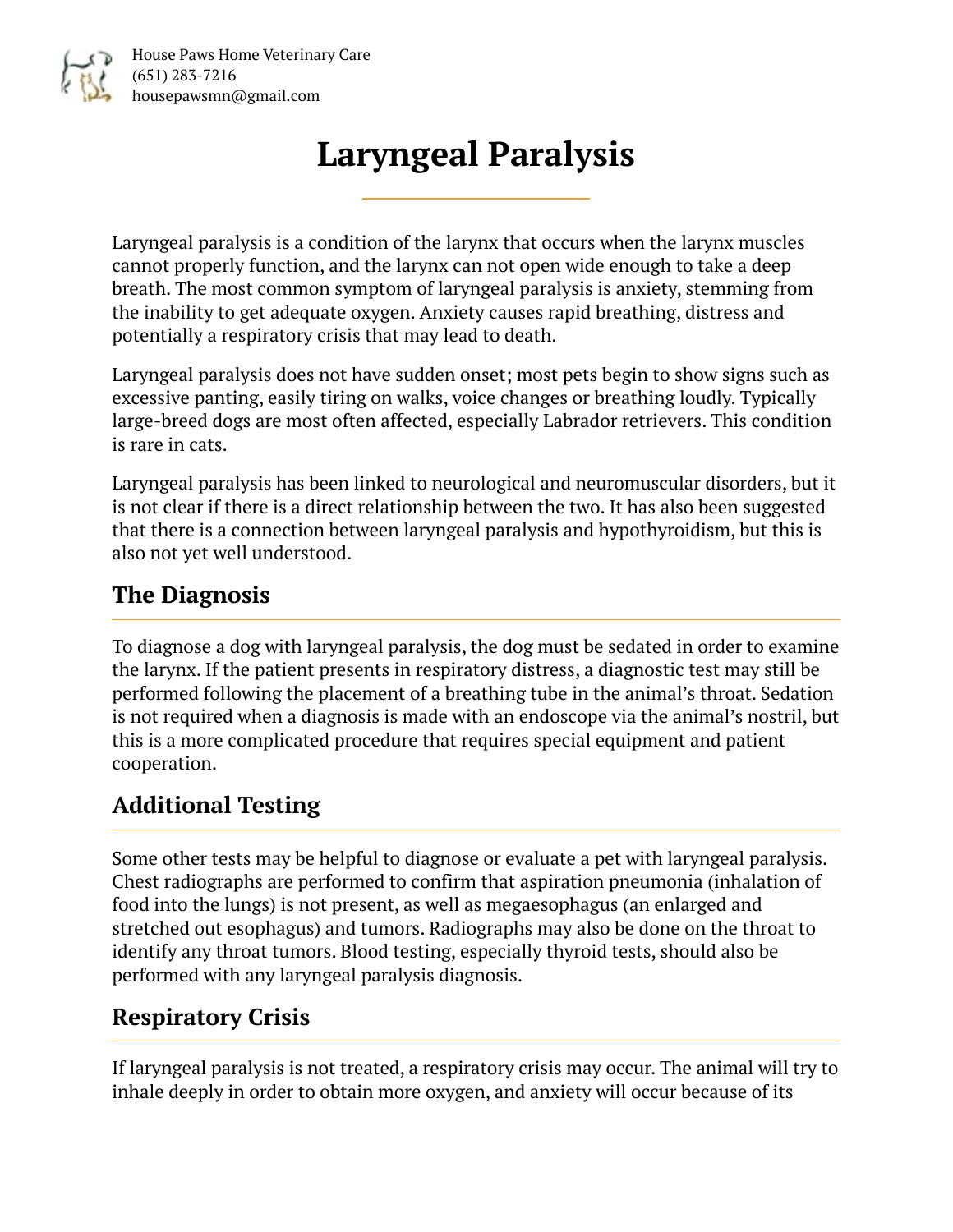House Paws Home Veterinary Care
(651) 283-7216
housepawsmn@gmail.com

# Laryngeal Paralysis

Laryngeal paralysis is a condition of the larynx that occurs when the larynx muscles cannot properly function, and the larynx can not open wide enough to take a deep breath. The most common symptom of laryngeal paralysis is anxiety, stemming from the inability to get adequate oxygen. Anxiety causes rapid breathing, distress and potentially a respiratory crisis that may lead to death.

Laryngeal paralysis does not have sudden onset; most pets begin to show signs such as excessive panting, easily tiring on walks, voice changes or breathing loudly. Typically large-breed dogs are most often affected, especially Labrador retrievers. This condition is rare in cats.

Laryngeal paralysis has been linked to neurological and neuromuscular disorders, but it is not clear if there is a direct relationship between the two. It has also been suggested that there is a connection between laryngeal paralysis and hypothyroidism, but this is also not yet well understood.

## The Diagnosis

To diagnose a dog with laryngeal paralysis, the dog must be sedated in order to examine the larynx. If the patient presents in respiratory distress, a diagnostic test may still be performed following the placement of a breathing tube in the animal's throat. Sedation is not required when a diagnosis is made with an endoscope via the animal's nostril, but this is a more complicated procedure that requires special equipment and patient cooperation.

## Additional Testing

Some other tests may be helpful to diagnose or evaluate a pet with laryngeal paralysis. Chest radiographs are performed to confirm that aspiration pneumonia (inhalation of food into the lungs) is not present, as well as megaesophagus (an enlarged and stretched out esophagus) and tumors. Radiographs may also be done on the throat to identify any throat tumors. Blood testing, especially thyroid tests, should also be performed with any laryngeal paralysis diagnosis.

## Respiratory Crisis

If laryngeal paralysis is not treated, a respiratory crisis may occur. The animal will try to inhale deeply in order to obtain more oxygen, and anxiety will occur because of its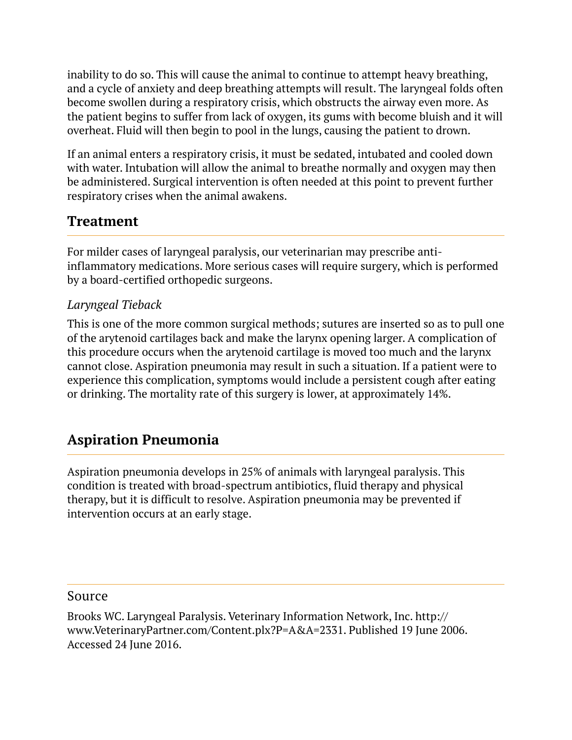inability to do so. This will cause the animal to continue to attempt heavy breathing, and a cycle of anxiety and deep breathing attempts will result. The laryngeal folds often become swollen during a respiratory crisis, which obstructs the airway even more. As the patient begins to suffer from lack of oxygen, its gums with become bluish and it will overheat. Fluid will then begin to pool in the lungs, causing the patient to drown.

If an animal enters a respiratory crisis, it must be sedated, intubated and cooled down with water. Intubation will allow the animal to breathe normally and oxygen may then be administered. Surgical intervention is often needed at this point to prevent further respiratory crises when the animal awakens.

## Treatment

For milder cases of laryngeal paralysis, our veterinarian may prescribe anti-inflammatory medications. More serious cases will require surgery, which is performed by a board-certified orthopedic surgeons.

### *Laryngeal Tieback*

This is one of the more common surgical methods; sutures are inserted so as to pull one of the arytenoid cartilages back and make the larynx opening larger. A complication of this procedure occurs when the arytenoid cartilage is moved too much and the larynx cannot close. Aspiration pneumonia may result in such a situation. If a patient were to experience this complication, symptoms would include a persistent cough after eating or drinking. The mortality rate of this surgery is lower, at approximately 14%.

## Aspiration Pneumonia

Aspiration pneumonia develops in 25% of animals with laryngeal paralysis. This condition is treated with broad-spectrum antibiotics, fluid therapy and physical therapy, but it is difficult to resolve. Aspiration pneumonia may be prevented if intervention occurs at an early stage.

## Source

Brooks WC. Laryngeal Paralysis. Veterinary Information Network, Inc. http://www.VeterinaryPartner.com/Content.plx?P=A&A=2331. Published 19 June 2006. Accessed 24 June 2016.